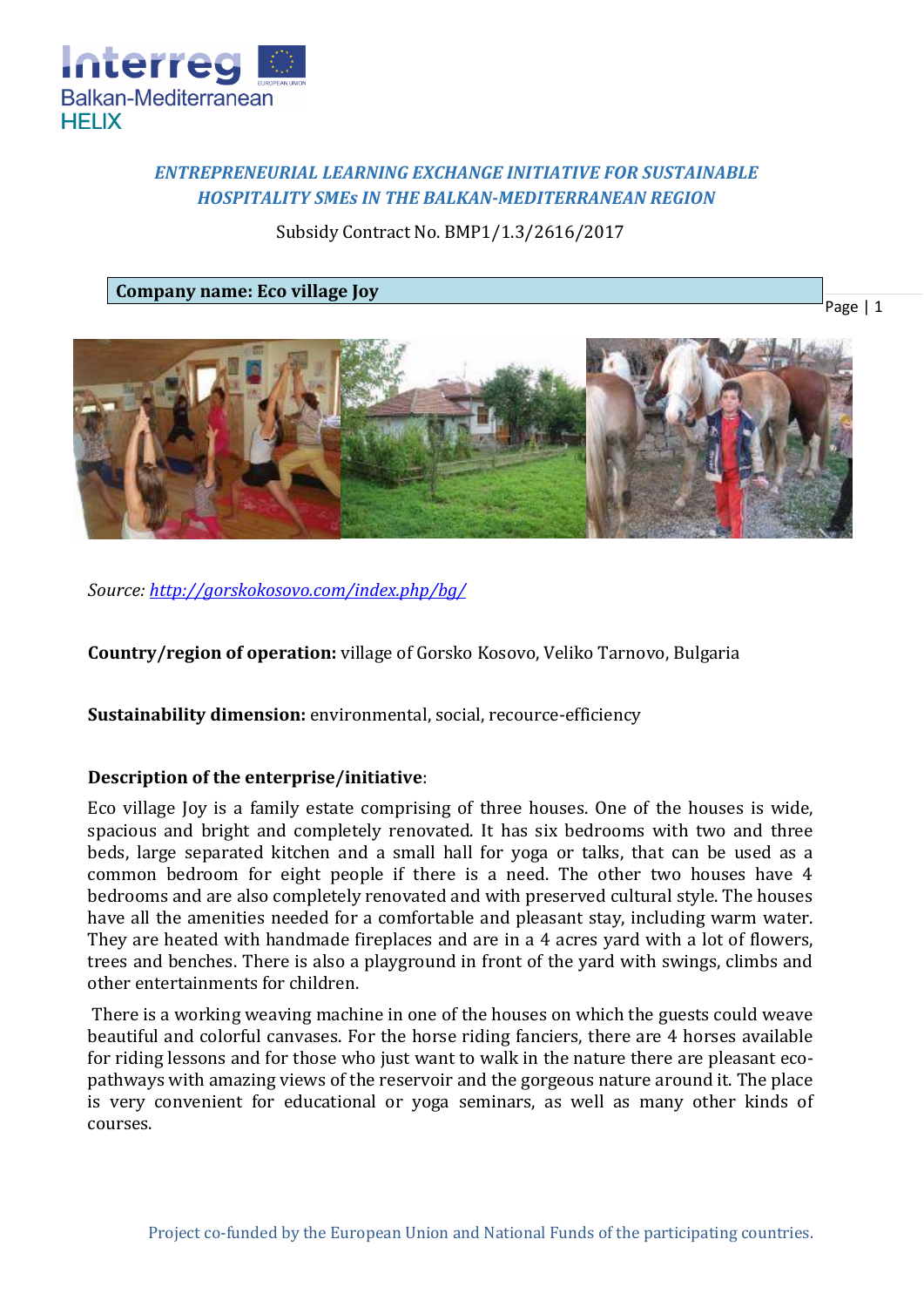*ENTREPRENEURIAL LEARNING EXCHANGE INITIATIVE FOR SUSTAINABLE HOSPITALITY SMEs IN THE BALKAN-MEDITERRANEAN REGION*

Subsidy Contract No. BMP1/1.3/2616/2017

**Company name: Eco village Joy**

*Source: [http://gorskokosovo.com/index.php/bg/](http://gorskokosovo.com/index.php/bg/)*

**Country/region of operation:** village of Gorsko Kosovo, Veliko Tarnovo, Bulgaria

**Sustainability dimension:** environmental, social, recource-efficiency

**Description of the enterprise/initiative**:

Eco village Joy is a family estate comprising of three houses. One of the houses is wide, spacious and bright and completely renovated. It has six bedrooms with two and three beds, large separated kitchen and a small hall for yoga or talks, that can be used as a common bedroom for eight people if there is a need. The other two houses have 4 bedrooms and are also completely renovated and with preserved cultural style. The houses have all the amenities needed for a comfortable and pleasant stay, including warm water. They are heated with handmade fireplaces and are in a 4 acres yard with a lot of flowers, trees and benches. There is also a playground in front of the yard with swings, climbs and other entertainments for children.

There is a working weaving machine in one of the houses on which the guests could weave beautiful and colorful canvases. For the horse riding fanciers, there are 4 horses available for riding lessons and for those who just want to walk in the nature there are pleasant eco-pathways with amazing views of the reservoir and the gorgeous nature around it. The place is very convenient for educational or yoga seminars, as well as many other kinds of courses.

Project co-funded by the European Union and National Funds of the participating countries.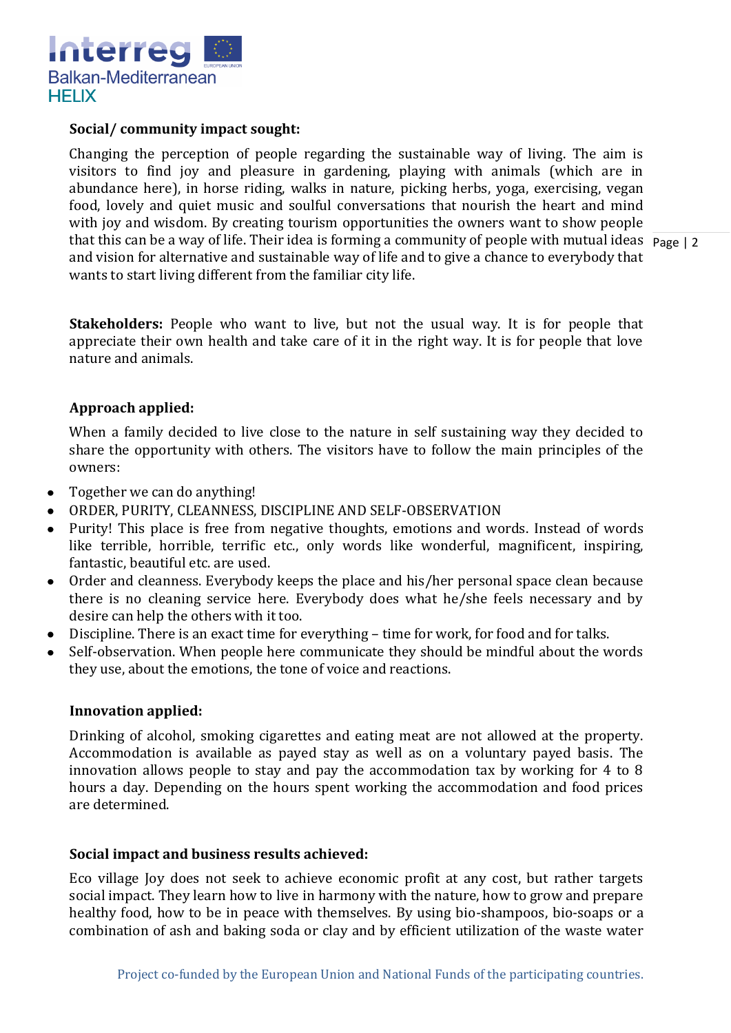**Social/ community impact sought:**

Changing the perception of people regarding the sustainable way of living. The aim is visitors to find joy and pleasure in gardening, playing with animals (which are in abundance here), in horse riding, walks in nature, picking herbs, yoga, exercising, vegan food, lovely and quiet music and soulful conversations that nourish the heart and mind with joy and wisdom. By creating tourism opportunities the owners want to show people that this can be a way of life. Their idea is forming a community of people with mutual ideas and vision for alternative and sustainable way of life and to give a chance to everybody that wants to start living different from the familiar city life.

**Stakeholders:** People who want to live, but not the usual way. It is for people that appreciate their own health and take care of it in the right way. It is for people that love nature and animals.

**Approach applied:**

When a family decided to live close to the nature in self sustaining way they decided to share the opportunity with others. The visitors have to follow the main principles of the owners:

- Together we can do anything!
- ORDER, PURITY, CLEANNESS, DISCIPLINE AND SELF-OBSERVATION
- Purity! This place is free from negative thoughts, emotions and words. Instead of words like terrible, horrible, terrific etc., only words like wonderful, magnificent, inspiring, fantastic, beautiful etc. are used.
- Order and cleanness. Everybody keeps the place and his/her personal space clean because there is no cleaning service here. Everybody does what he/she feels necessary and by desire can help the others with it too.
- Discipline. There is an exact time for everything – time for work, for food and for talks.
- Self-observation. When people here communicate they should be mindful about the words they use, about the emotions, the tone of voice and reactions.

**Innovation applied:**

Drinking of alcohol, smoking cigarettes and eating meat are not allowed at the property. Accommodation is available as payed stay as well as on a voluntary payed basis. The innovation allows people to stay and pay the accommodation tax by working for 4 to 8 hours a day. Depending on the hours spent working the accommodation and food prices are determined.

**Social impact and business results achieved:**

Eco village Joy does not seek to achieve economic profit at any cost, but rather targets social impact. They learn how to live in harmony with the nature, how to grow and prepare healthy food, how to be in peace with themselves. By using bio-shampoos, bio-soaps or a combination of ash and baking soda or clay and by efficient utilization of the waste water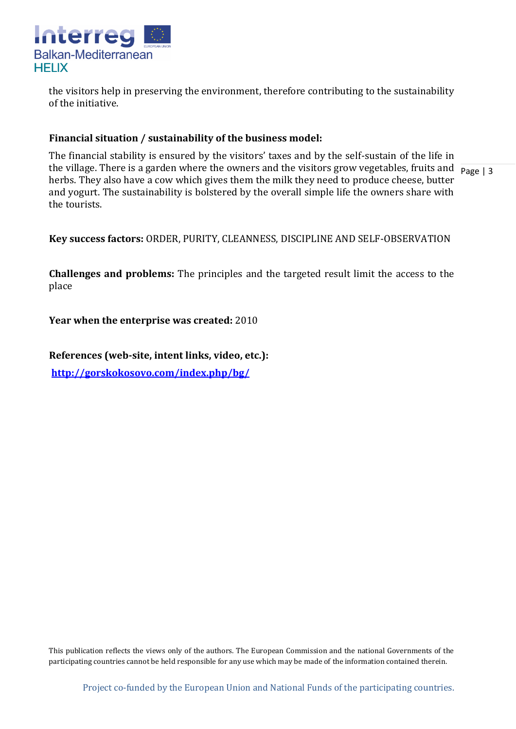the visitors help in preserving the environment, therefore contributing to the sustainability of the initiative.

**Financial situation / sustainability of the business model:**

The financial stability is ensured by the visitors' taxes and by the self-sustain of the life in the village. There is a garden where the owners and the visitors grow vegetables, fruits and herbs. They also have a cow which gives them the milk they need to produce cheese, butter and yogurt. The sustainability is bolstered by the overall simple life the owners share with the tourists.

**Key success factors:** ORDER, PURITY, CLEANNESS, DISCIPLINE AND SELF-OBSERVATION

**Challenges and problems:** The principles and the targeted result limit the access to the place

**Year when the enterprise was created:** 2010

**References (web-site, intent links, video, etc.):**

**http://gorskokosovo.com/index.php/bg/**

This publication reflects the views only of the authors. The European Commission and the national Governments of the participating countries cannot be held responsible for any use which may be made of the information contained therein.

Project co-funded by the European Union and National Funds of the participating countries.